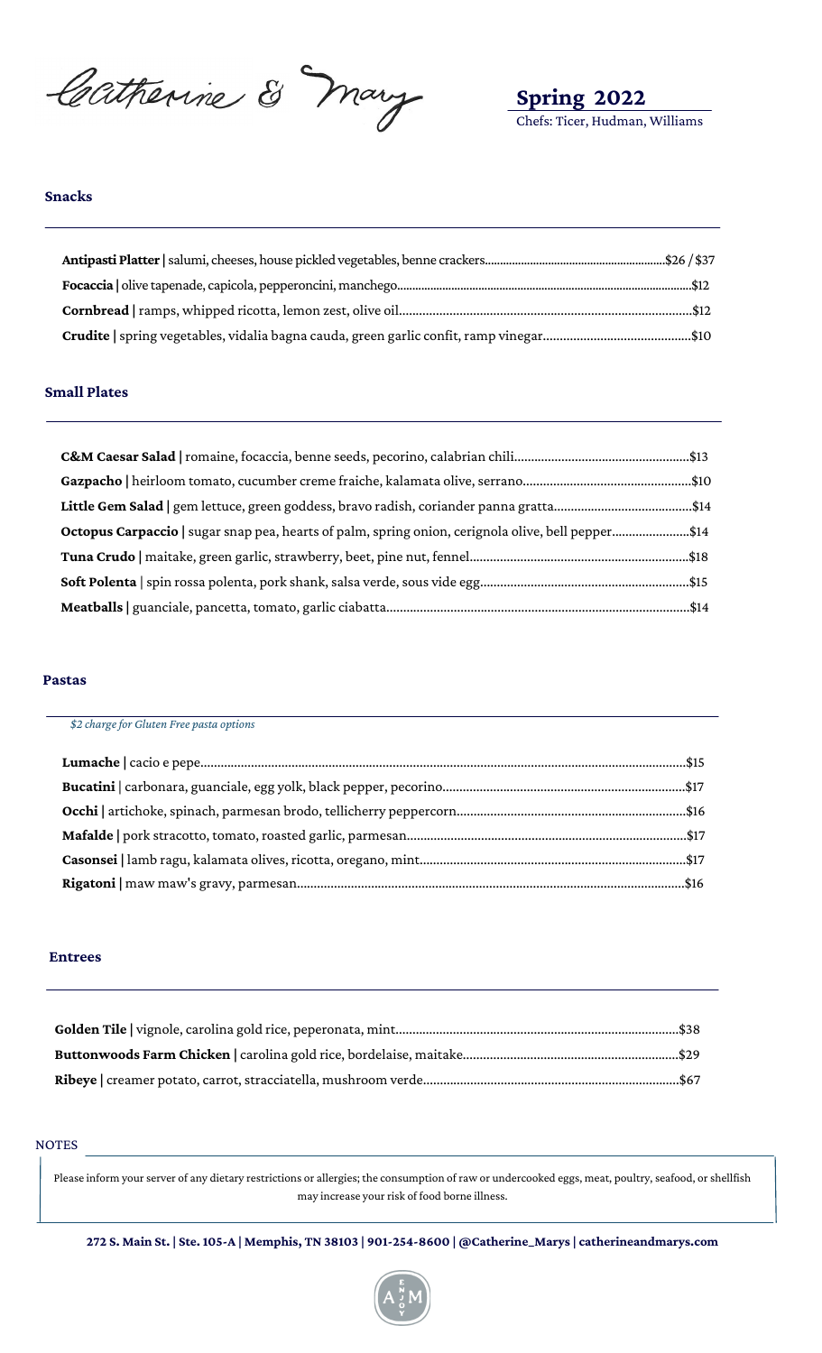# Catherine & Mary

## Spring 2022

Chefs: Ticer, Hudman, Williams

### Snacks

**Antipasti Platter** | salumi, cheeses, house pickled vegetables, benne crackers............$26 / $37

**Focaccia** | olive tapenade, capicola, pepperoncini, manchego............$12

**Cornbread** | ramps, whipped ricotta, lemon zest, olive oil............$12

**Crudite** | spring vegetables, vidalia bagna cauda, green garlic confit, ramp vinegar............$10

### Small Plates

**C&M Caesar Salad** | romaine, focaccia, benne seeds, pecorino, calabrian chili............$13

**Gazpacho** | heirloom tomato, cucumber creme fraiche, kalamata olive, serrano............$10

**Little Gem Salad** | gem lettuce, green goddess, bravo radish, coriander panna gratta............$14

**Octopus Carpaccio** | sugar snap pea, hearts of palm, spring onion, cerignola olive, bell pepper............$14

**Tuna Crudo** | maitake, green garlic, strawberry, beet, pine nut, fennel............$18

**Soft Polenta** | spin rossa polenta, pork shank, salsa verde, sous vide egg............$15

**Meatballs** | guanciale, pancetta, tomato, garlic ciabatta............$14

### Pastas

*$2 charge for Gluten Free pasta options*

**Lumache** | cacio e pepe............$15

**Bucatini** | carbonara, guanciale, egg yolk, black pepper, pecorino............$17

**Occhi** | artichoke, spinach, parmesan brodo, tellicherry peppercorn............$16

**Mafalde** | pork stracotto, tomato, roasted garlic, parmesan............$17

**Casonsei** | lamb ragu, kalamata olives, ricotta, oregano, mint............$17

**Rigatoni** | maw maw's gravy, parmesan............$16

### Entrees

**Golden Tile** | vignole, carolina gold rice, peperonata, mint............$38

**Buttonwoods Farm Chicken** | carolina gold rice, bordelaise, maitake............$29

**Ribeye** | creamer potato, carrot, stracciatella, mushroom verde............$67

NOTES

Please inform your server of any dietary restrictions or allergies; the consumption of raw or undercooked eggs, meat, poultry, seafood, or shellfish may increase your risk of food borne illness.

**272 S. Main St. | Ste. 105-A | Memphis, TN 38103 | 901-254-8600 | @Catherine_Marys | catherineandmarys.com**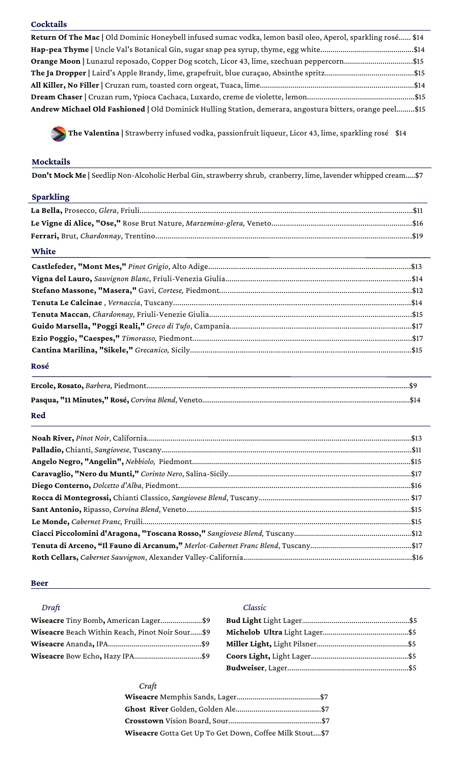## Cocktails

**Return Of The Mac |** Old Dominic Honeybell infused sumac vodka, lemon basil oleo, Aperol, sparkling rosé...... $14

**Hap-pea Thyme |** Uncle Val's Botanical Gin, sugar snap pea syrup, thyme, egg white.............................................$14

**Orange Moon |** Lunazul reposado, Copper Dog scotch, Licor 43, lime, szechuan peppercorn.................................$15

**The Ja Dropper |** Laird's Apple Brandy, lime, grapefruit, blue curaçao, Absinthe spritz...........................................$15

**All Killer, No Filler |** Cruzan rum, toasted corn orgeat, Tuaca, lime..........................................................................$14

**Dream Chaser |** Cruzan rum, Ypioca Cachaca, Luxardo, creme de violette, lemon....................................................$15

**Andrew Michael Old Fashioned |** Old Dominick Hulling Station, demerara, angostura bitters, orange peel.........$15

**The Valentina |** Strawberry infused vodka, passionfruit liqueur, Licor 43, lime, sparkling rosé $14

## Mocktails

**Don't Mock Me |** Seedlip Non-Alcoholic Herbal Gin, strawberry shrub, cranberry, lime, lavender whipped cream.....$7

## Sparkling

**La Bella,** Prosecco, *Glera*, Friuli...................................................................................................................................$11

**Le Vigne di Alice, "Ose,"** Rose Brut Nature, *Marzemino-glera,* Veneto....................................................................$16

**Ferrari,** Brut, *Chardonnay*, Trentino..........................................................................................................................$19

## White

**Castlefeder, "Mont Mes,"** *Pinot Grigio*, Alto Adige..................................................................................................$13

**Vigna del Lauro,** *Sauvignon Blanc*, Friuli-Venezia Giulia..........................................................................................$14

**Stefano Massone, "Masera,"** Gavi, *Cortese,* Piedmont...........................................................................................$12

**Tenuta Le Calcinae** , *Vernaccia*, Tuscany..................................................................................................................$14

**Tenuta Maccan**, *Chardonnay,* Friuli-Venezie Giulia..................................................................................................$15

**Guido Marsella, "Poggi Reali,"** *Greco di Tufo*, Campania........................................................................................$17

**Ezio Poggio, "Caespes,"** *Timorasso,* Piedmont..........................................................................................................$17

**Cantina Marilina, "Sikele,"** *Grecanico,* Sicily...........................................................................................................$15

## Rosé

**Ercole, Rosato,** *Barbera,* Piedmont.......................................................................................................................$9

**Pasqua, "11 Minutes," Rosé,** *Corvina Blend*, Veneto..........................................................................................$14

## Red

**Noah River,** *Pinot Noir*, California..........................................................................................................................$13

**Palladio,** Chianti, *Sangiovese*, Tuscany....................................................................................................................$11

**Angelo Negro, "Angelin",** *Nebbiolo,* Piedmont.........................................................................................................$15

**Caravaglio, "Nero du Munti,"** *Corinto Nero*, Salina-Sicily.........................................................................................$17

**Diego Conterno,** *Dolcetto d'Alba*, Piedmont.............................................................................................................$16

**Rocca di Montegrossi,** Chianti Classico, *Sangiovese Blend*, Tuscany......................................................................... $17

**Sant Antonio,** Ripasso, *Corvina Blend*, Veneto.........................................................................................................$15

**Le Monde,** *Cabernet Franc,* Fruili..............................................................................................................................$15

**Ciacci Piccolomini d'Aragona, "Toscana Rosso,"** *Sangiovese Blend,* Tuscany...........................................................$12

**Tenuta di Arceno, "Il Fauno di Arcanum,"** *Merlot-Cabernet Franc Blend*, Tuscany.................................................$17

**Roth Cellars,** *Cabernet Sauvignon*, Alexander Valley-California.................................................................................$16

## Beer

### *Draft*

**Wiseacre** Tiny Bomb**,** American Lager.....................$9

**Wiseacre** Beach Within Reach, Pinot Noir Sour......$9

**Wiseacre** Ananda**,** IPA..............................................$9

**Wiseacre** Bow Echo**,** Hazy IPA.................................$9

### *Classic*

**Bud Light** Light Lager.....................................................$5

**Michelob Ultra** Light Lager...........................................$5

**Miller Light,** Light Pilsner..............................................$5

**Coors Light,** Light Lager.................................................$5

**Budweiser**, Lager............................................................$5

### *Craft*

**Wiseacre** Memphis Sands, Lager..........................................$7

**Ghost River** Golden, Golden Ale...........................................$7

**Crosstown** Vision Board, Sour...............................................$7

**Wiseacre** Gotta Get Up To Get Down, Coffee Milk Stout....$7